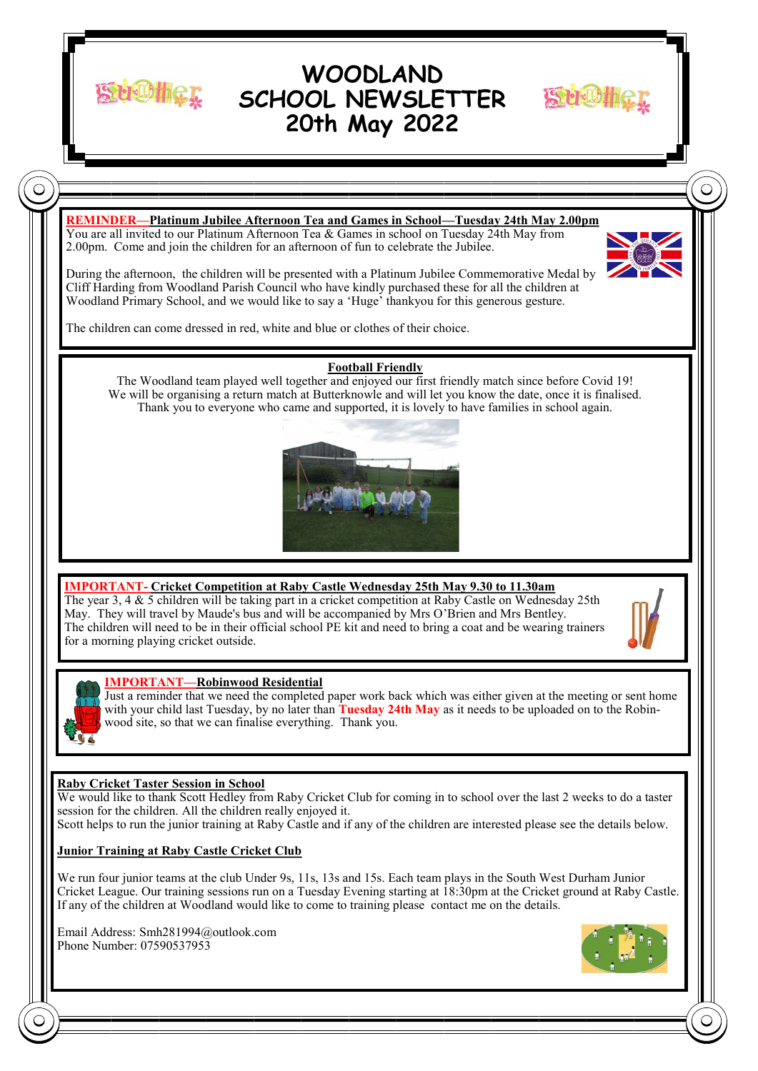# WOODLAND SCHOOL NEWSLETTER 20th May 2022

**REMINDER—Platinum Jubilee Afternoon Tea and Games in School—Tuesday 24th May 2.00pm**

You are all invited to our Platinum Afternoon Tea & Games in school on Tuesday 24th May from 2.00pm. Come and join the children for an afternoon of fun to celebrate the Jubilee.

During the afternoon, the children will be presented with a Platinum Jubilee Commemorative Medal by Cliff Harding from Woodland Parish Council who have kindly purchased these for all the children at Woodland Primary School, and we would like to say a 'Huge' thankyou for this generous gesture.

The children can come dressed in red, white and blue or clothes of their choice.

**Football Friendly**

The Woodland team played well together and enjoyed our first friendly match since before Covid 19! We will be organising a return match at Butterknowle and will let you know the date, once it is finalised. Thank you to everyone who came and supported, it is lovely to have families in school again.

**IMPORTANT- Cricket Competition at Raby Castle Wednesday 25th May 9.30 to 11.30am**

The year 3, 4 & 5 children will be taking part in a cricket competition at Raby Castle on Wednesday 25th May. They will travel by Maude's bus and will be accompanied by Mrs O'Brien and Mrs Bentley. The children will need to be in their official school PE kit and need to bring a coat and be wearing trainers for a morning playing cricket outside.

**IMPORTANT—Robinwood Residential**

Just a reminder that we need the completed paper work back which was either given at the meeting or sent home with your child last Tuesday, by no later than **Tuesday 24th May** as it needs to be uploaded on to the Robinwood site, so that we can finalise everything. Thank you.

**Raby Cricket Taster Session in School**

We would like to thank Scott Hedley from Raby Cricket Club for coming in to school over the last 2 weeks to do a taster session for the children. All the children really enjoyed it.
Scott helps to run the junior training at Raby Castle and if any of the children are interested please see the details below.

**Junior Training at Raby Castle Cricket Club**

We run four junior teams at the club Under 9s, 11s, 13s and 15s. Each team plays in the South West Durham Junior Cricket League. Our training sessions run on a Tuesday Evening starting at 18:30pm at the Cricket ground at Raby Castle. If any of the children at Woodland would like to come to training please contact me on the details.

Email Address: Smh281994@outlook.com
Phone Number: 07590537953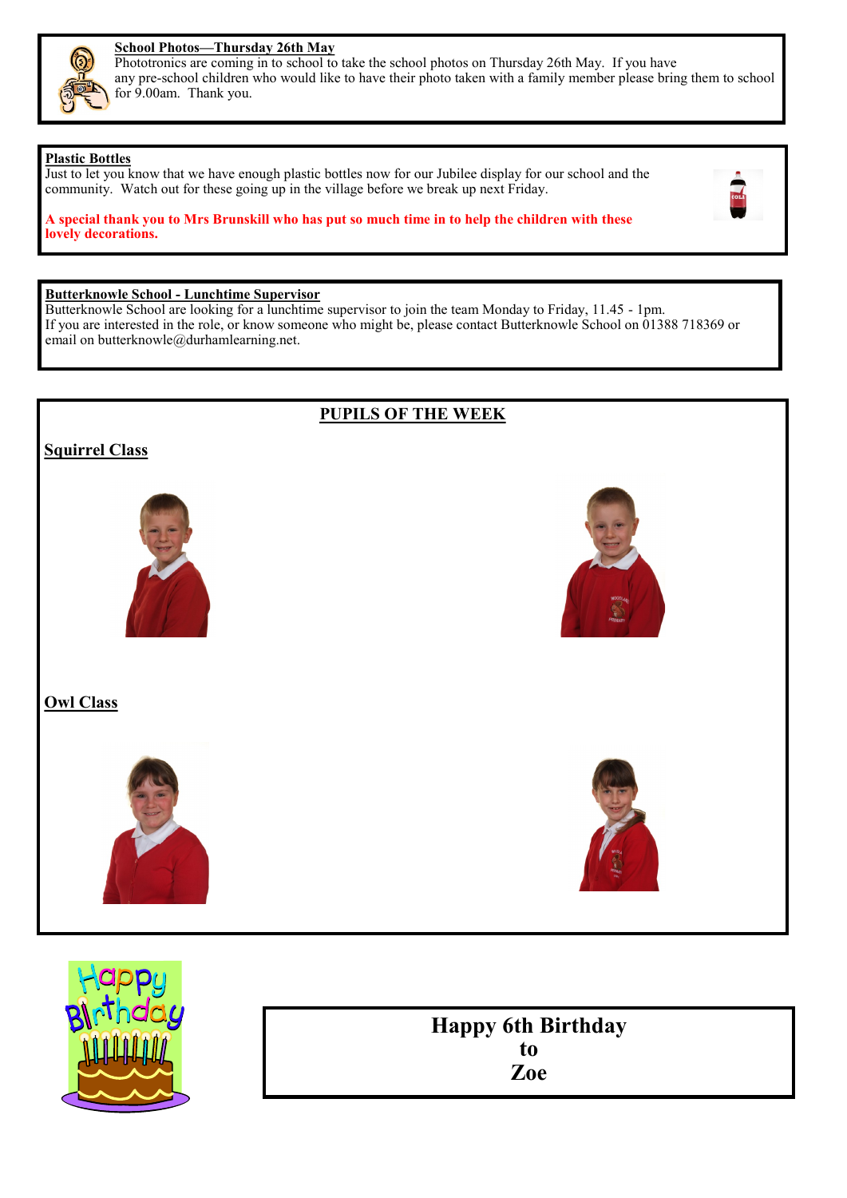**School Photos—Thursday 26th May**

Phototronics are coming in to school to take the school photos on Thursday 26th May. If you have any pre-school children who would like to have their photo taken with a family member please bring them to school for 9.00am. Thank you.

**Plastic Bottles**

Just to let you know that we have enough plastic bottles now for our Jubilee display for our school and the community. Watch out for these going up in the village before we break up next Friday.

**A special thank you to Mrs Brunskill who has put so much time in to help the children with these lovely decorations.**

**Butterknowle School - Lunchtime Supervisor**

Butterknowle School are looking for a lunchtime supervisor to join the team Monday to Friday, 11.45 - 1pm.
If you are interested in the role, or know someone who might be, please contact Butterknowle School on 01388 718369 or email on butterknowle@durhamlearning.net.

## PUPILS OF THE WEEK

### Squirrel Class

### Owl Class

**Happy 6th Birthday**
**to**
**Zoe**